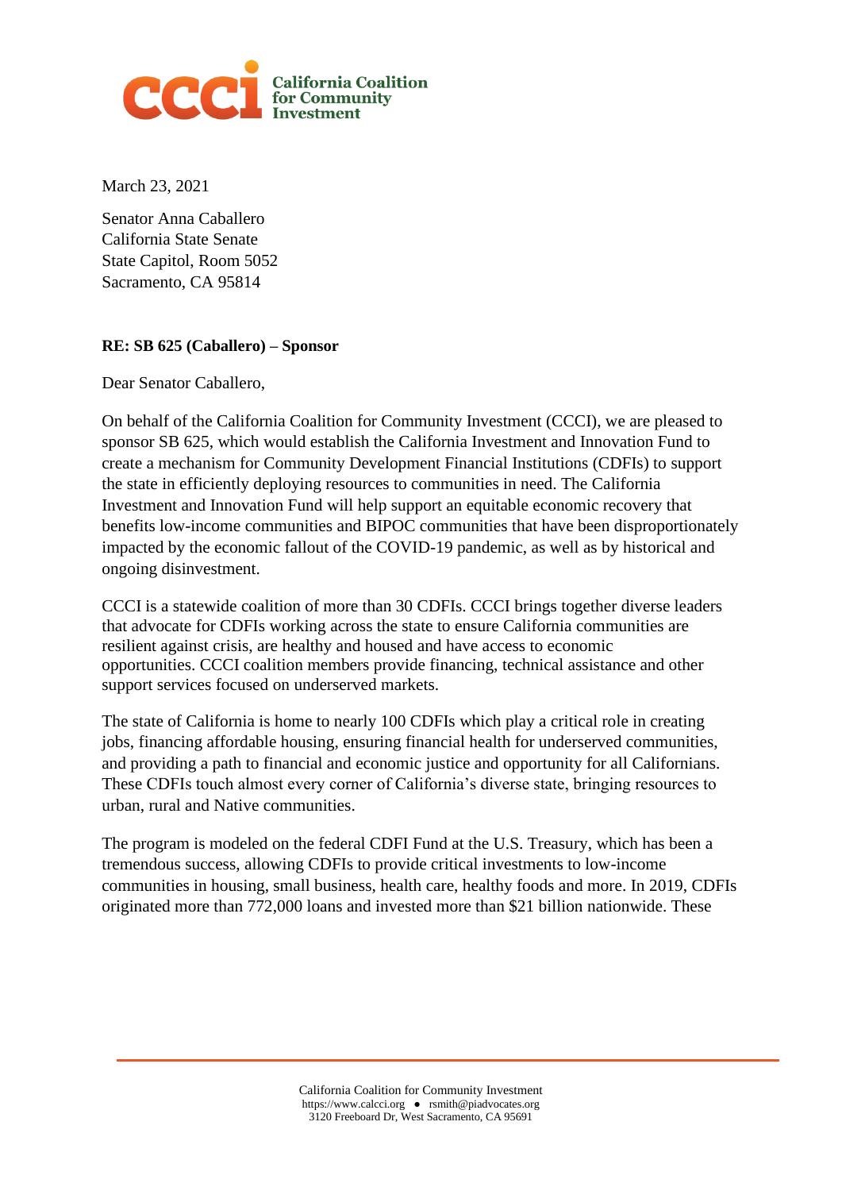**California Coalition for Community Investment**

March 23, 2021

Senator Anna Caballero
California State Senate
State Capitol, Room 5052
Sacramento, CA 95814

**RE: SB 625 (Caballero) – Sponsor**

Dear Senator Caballero,

On behalf of the California Coalition for Community Investment (CCCI), we are pleased to sponsor SB 625, which would establish the California Investment and Innovation Fund to create a mechanism for Community Development Financial Institutions (CDFIs) to support the state in efficiently deploying resources to communities in need. The California Investment and Innovation Fund will help support an equitable economic recovery that benefits low-income communities and BIPOC communities that have been disproportionately impacted by the economic fallout of the COVID-19 pandemic, as well as by historical and ongoing disinvestment.

CCCI is a statewide coalition of more than 30 CDFIs. CCCI brings together diverse leaders that advocate for CDFIs working across the state to ensure California communities are resilient against crisis, are healthy and housed and have access to economic opportunities. CCCI coalition members provide financing, technical assistance and other support services focused on underserved markets.

The state of California is home to nearly 100 CDFIs which play a critical role in creating jobs, financing affordable housing, ensuring financial health for underserved communities, and providing a path to financial and economic justice and opportunity for all Californians. These CDFIs touch almost every corner of California's diverse state, bringing resources to urban, rural and Native communities.

The program is modeled on the federal CDFI Fund at the U.S. Treasury, which has been a tremendous success, allowing CDFIs to provide critical investments to low-income communities in housing, small business, health care, healthy foods and more. In 2019, CDFIs originated more than 772,000 loans and invested more than $21 billion nationwide. These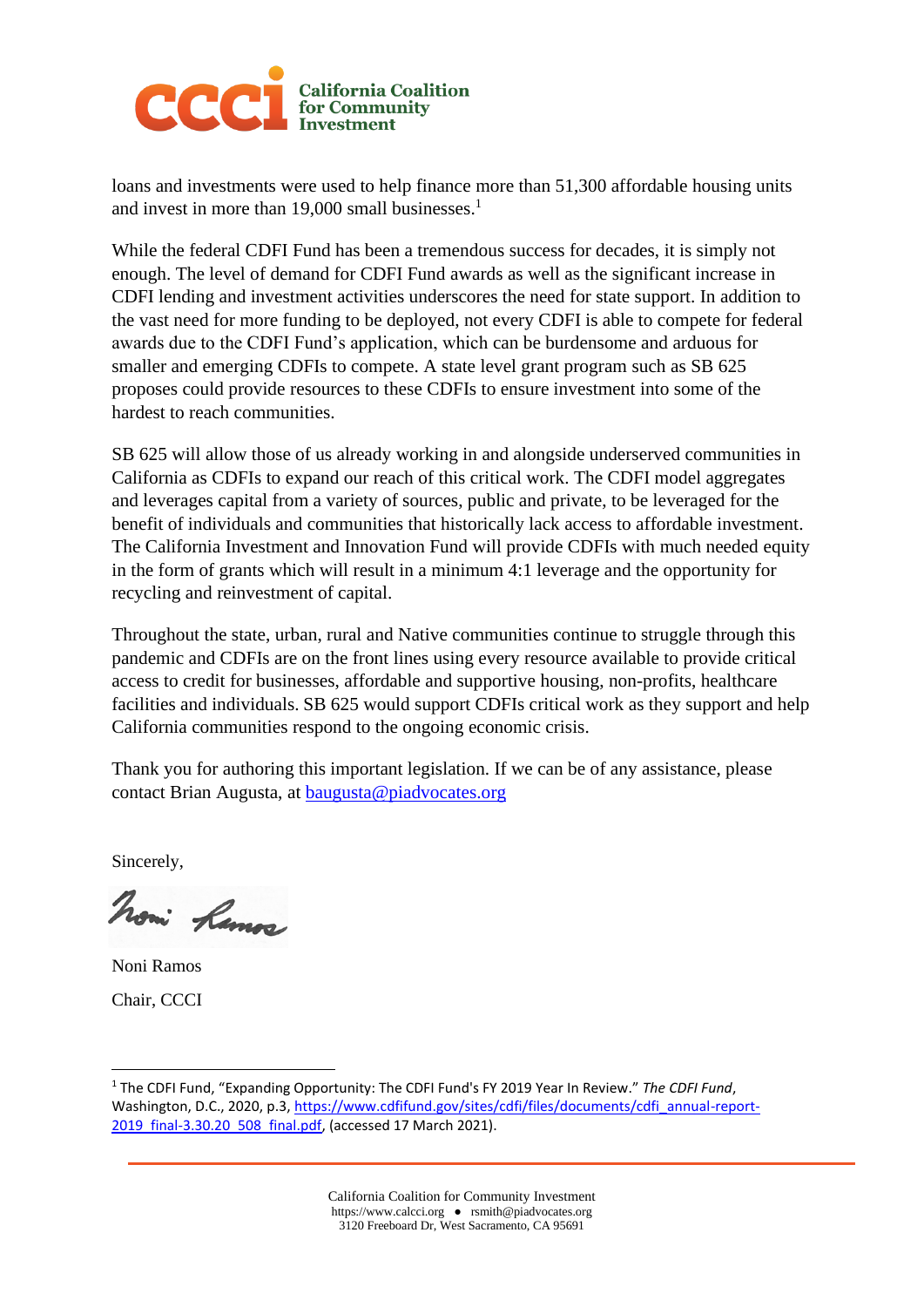loans and investments were used to help finance more than 51,300 affordable housing units and invest in more than 19,000 small businesses.[1]

While the federal CDFI Fund has been a tremendous success for decades, it is simply not enough. The level of demand for CDFI Fund awards as well as the significant increase in CDFI lending and investment activities underscores the need for state support. In addition to the vast need for more funding to be deployed, not every CDFI is able to compete for federal awards due to the CDFI Fund's application, which can be burdensome and arduous for smaller and emerging CDFIs to compete. A state level grant program such as SB 625 proposes could provide resources to these CDFIs to ensure investment into some of the hardest to reach communities.

SB 625 will allow those of us already working in and alongside underserved communities in California as CDFIs to expand our reach of this critical work. The CDFI model aggregates and leverages capital from a variety of sources, public and private, to be leveraged for the benefit of individuals and communities that historically lack access to affordable investment. The California Investment and Innovation Fund will provide CDFIs with much needed equity in the form of grants which will result in a minimum 4:1 leverage and the opportunity for recycling and reinvestment of capital.

Throughout the state, urban, rural and Native communities continue to struggle through this pandemic and CDFIs are on the front lines using every resource available to provide critical access to credit for businesses, affordable and supportive housing, non-profits, healthcare facilities and individuals. SB 625 would support CDFIs critical work as they support and help California communities respond to the ongoing economic crisis.

Thank you for authoring this important legislation. If we can be of any assistance, please contact Brian Augusta, at baugusta@piadvocates.org

Sincerely,

Noni Ramos

Chair, CCCI

---

[1] The CDFI Fund, "Expanding Opportunity: The CDFI Fund's FY 2019 Year In Review." *The CDFI Fund*, Washington, D.C., 2020, p.3, https://www.cdfifund.gov/sites/cdfi/files/documents/cdfi_annual-report-2019_final-3.30.20_508_final.pdf, (accessed 17 March 2021).

California Coalition for Community Investment
https://www.calcci.org ● rsmith@piadvocates.org
3120 Freeboard Dr, West Sacramento, CA 95691